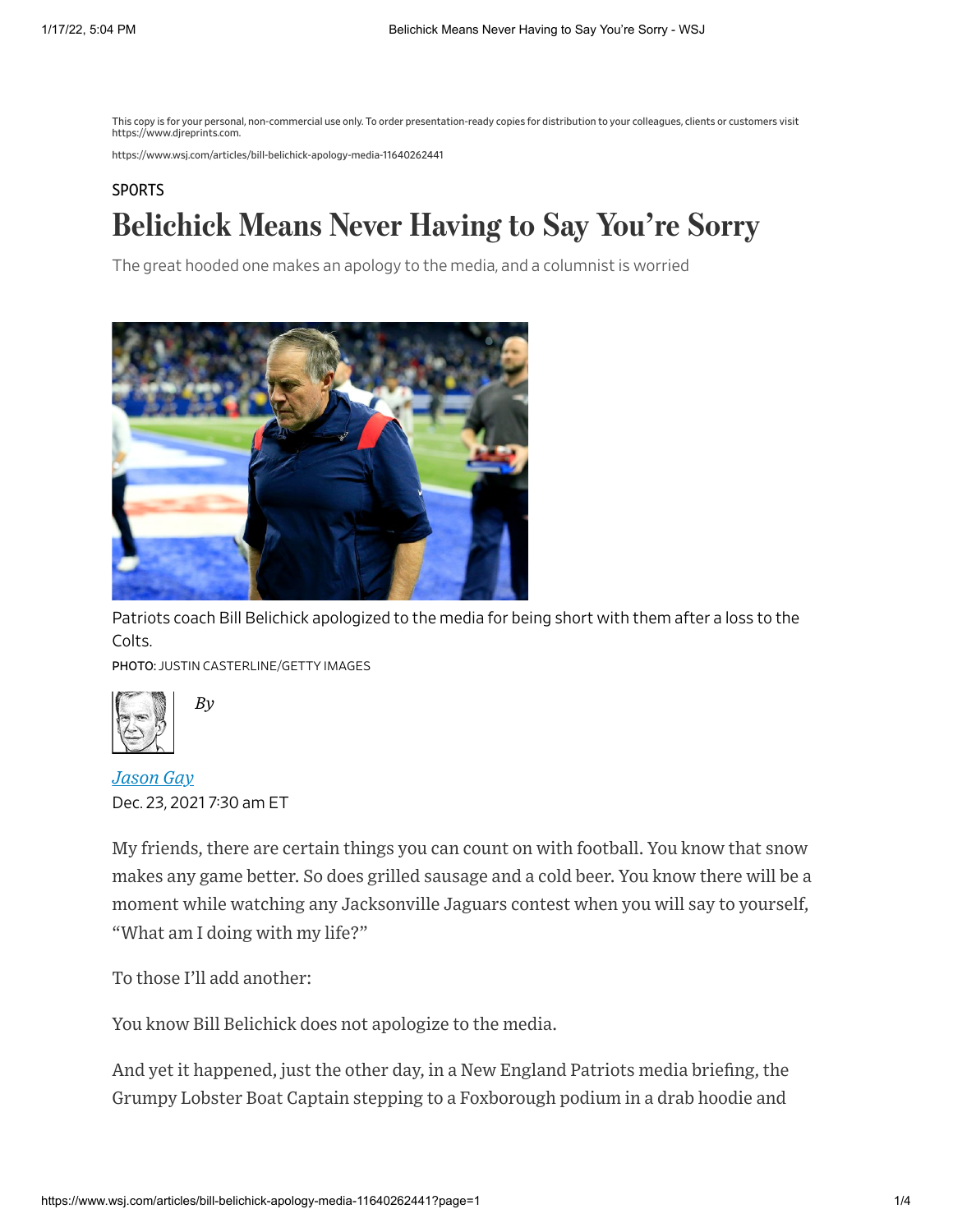This copy is for your personal, non-commercial use only. To order presentation-ready copies for distribution to your colleagues, clients or customers visit https://www.djreprints.com.

https://www.wsj.com/articles/bill-belichick-apology-media-11640262441

SPORTS

# Belichick Means Never Having to Say You're Sorry

The great hooded one makes an apology to the media, and a columnist is worried

Patriots coach Bill Belichick apologized to the media for being short with them after a loss to the Colts.

PHOTO: JUSTIN CASTERLINE/GETTY IMAGES

*By*

*Jason Gay*

Dec. 23, 2021 7:30 am ET

My friends, there are certain things you can count on with football. You know that snow makes any game better. So does grilled sausage and a cold beer. You know there will be a moment while watching any Jacksonville Jaguars contest when you will say to yourself, "What am I doing with my life?"

To those I'll add another:

You know Bill Belichick does not apologize to the media.

And yet it happened, just the other day, in a New England Patriots media briefing, the Grumpy Lobster Boat Captain stepping to a Foxborough podium in a drab hoodie and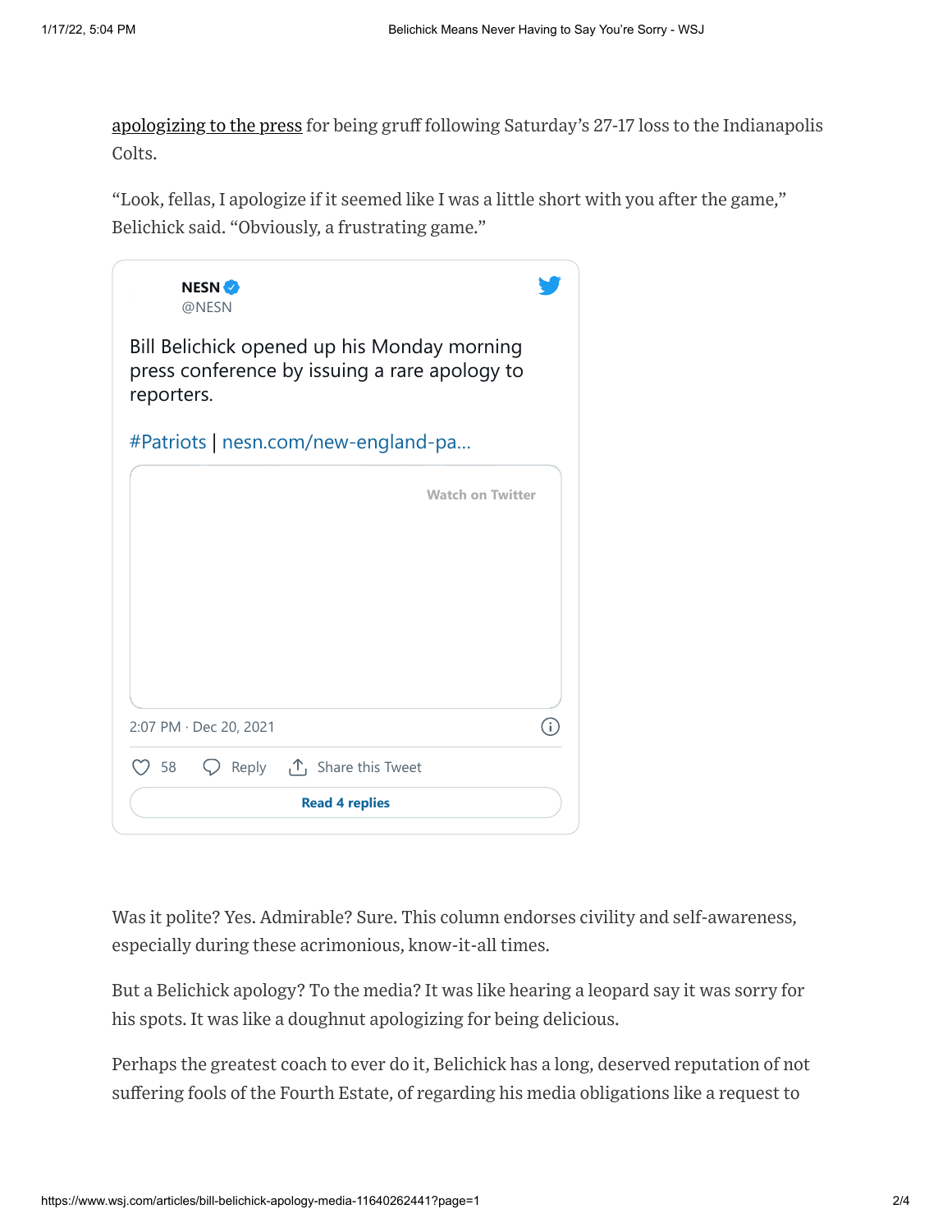apologizing to the press for being gruff following Saturday's 27-17 loss to the Indianapolis Colts.

"Look, fellas, I apologize if it seemed like I was a little short with you after the game," Belichick said. "Obviously, a frustrating game."

> **NESN** @NESN
>
> Bill Belichick opened up his Monday morning press conference by issuing a rare apology to reporters.
>
> #Patriots | nesn.com/new-england-pa...
>
> Watch on Twitter
>
> 2:07 PM · Dec 20, 2021
>
> 58 Reply Share this Tweet
>
> Read 4 replies

Was it polite? Yes. Admirable? Sure. This column endorses civility and self-awareness, especially during these acrimonious, know-it-all times.

But a Belichick apology? To the media? It was like hearing a leopard say it was sorry for his spots. It was like a doughnut apologizing for being delicious.

Perhaps the greatest coach to ever do it, Belichick has a long, deserved reputation of not suffering fools of the Fourth Estate, of regarding his media obligations like a request to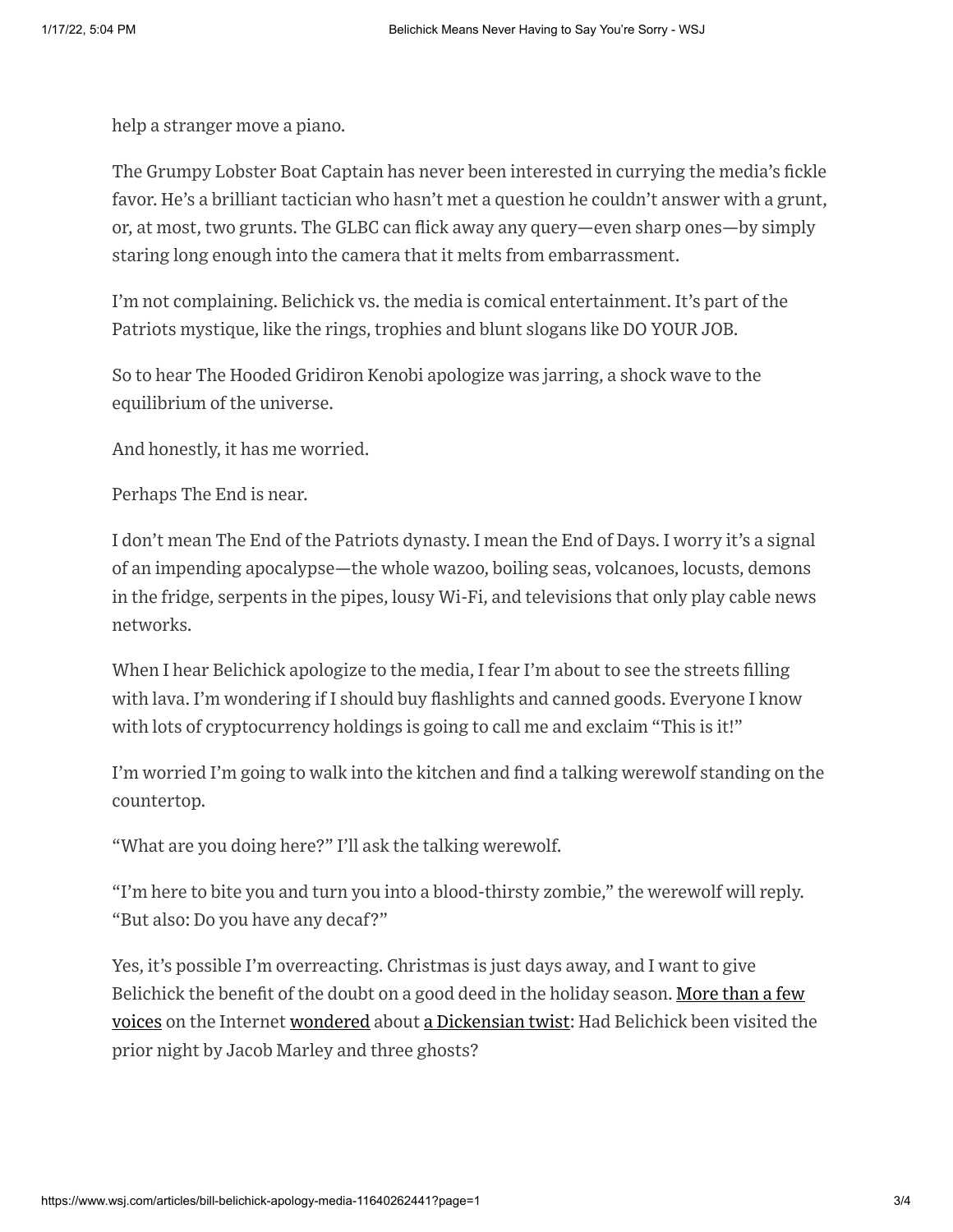help a stranger move a piano.

The Grumpy Lobster Boat Captain has never been interested in currying the media's fickle favor. He's a brilliant tactician who hasn't met a question he couldn't answer with a grunt, or, at most, two grunts. The GLBC can flick away any query—even sharp ones—by simply staring long enough into the camera that it melts from embarrassment.

I'm not complaining. Belichick vs. the media is comical entertainment. It's part of the Patriots mystique, like the rings, trophies and blunt slogans like DO YOUR JOB.

So to hear The Hooded Gridiron Kenobi apologize was jarring, a shock wave to the equilibrium of the universe.

And honestly, it has me worried.

Perhaps The End is near.

I don't mean The End of the Patriots dynasty. I mean the End of Days. I worry it's a signal of an impending apocalypse—the whole wazoo, boiling seas, volcanoes, locusts, demons in the fridge, serpents in the pipes, lousy Wi-Fi, and televisions that only play cable news networks.

When I hear Belichick apologize to the media, I fear I'm about to see the streets filling with lava. I'm wondering if I should buy flashlights and canned goods. Everyone I know with lots of cryptocurrency holdings is going to call me and exclaim "This is it!"

I'm worried I'm going to walk into the kitchen and find a talking werewolf standing on the countertop.

"What are you doing here?" I'll ask the talking werewolf.

"I'm here to bite you and turn you into a blood-thirsty zombie," the werewolf will reply. "But also: Do you have any decaf?"

Yes, it's possible I'm overreacting. Christmas is just days away, and I want to give Belichick the benefit of the doubt on a good deed in the holiday season. More than a few voices on the Internet wondered about a Dickensian twist: Had Belichick been visited the prior night by Jacob Marley and three ghosts?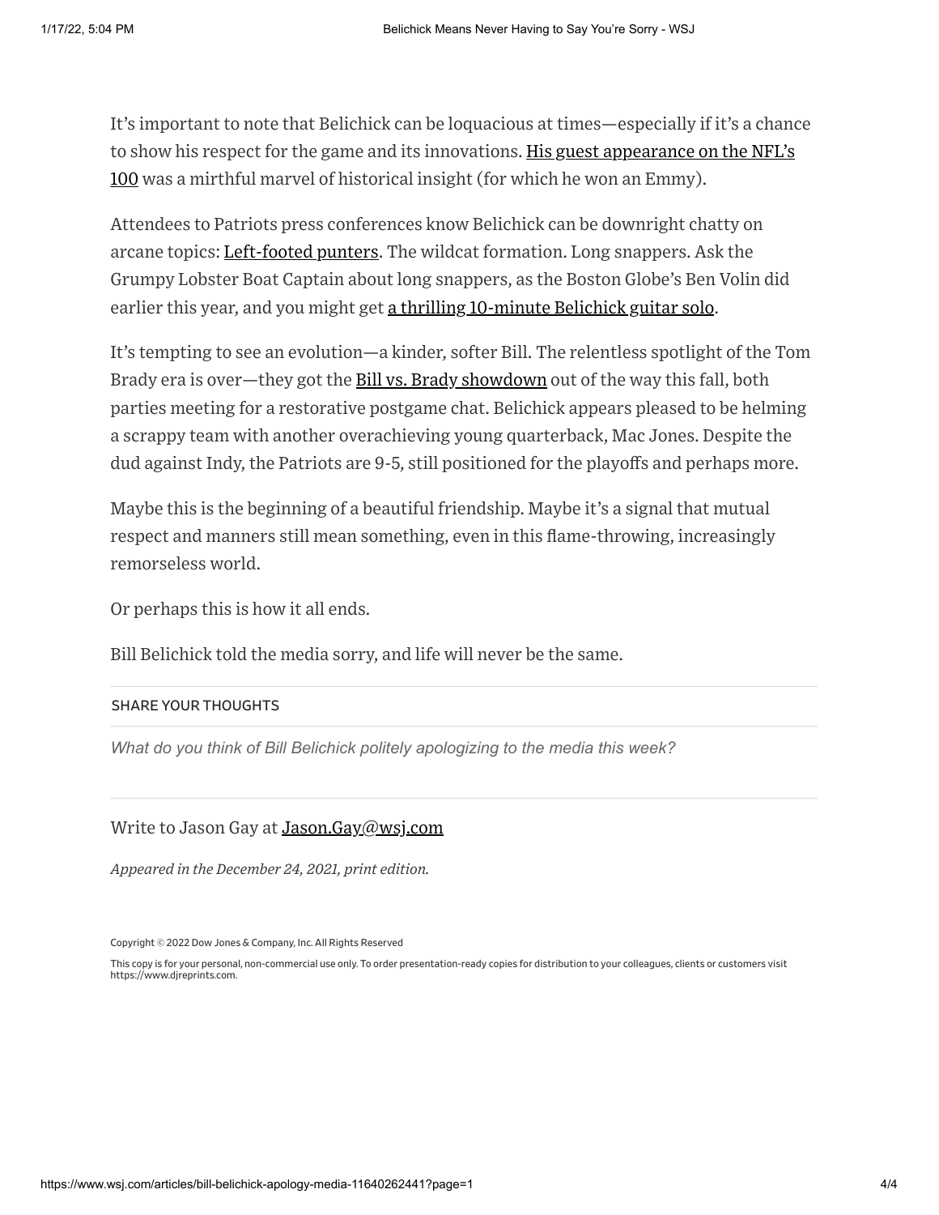It's important to note that Belichick can be loquacious at times—especially if it's a chance to show his respect for the game and its innovations. His guest appearance on the NFL's 100 was a mirthful marvel of historical insight (for which he won an Emmy).

Attendees to Patriots press conferences know Belichick can be downright chatty on arcane topics: Left-footed punters. The wildcat formation. Long snappers. Ask the Grumpy Lobster Boat Captain about long snappers, as the Boston Globe's Ben Volin did earlier this year, and you might get a thrilling 10-minute Belichick guitar solo.

It's tempting to see an evolution—a kinder, softer Bill. The relentless spotlight of the Tom Brady era is over—they got the Bill vs. Brady showdown out of the way this fall, both parties meeting for a restorative postgame chat. Belichick appears pleased to be helming a scrappy team with another overachieving young quarterback, Mac Jones. Despite the dud against Indy, the Patriots are 9-5, still positioned for the playoffs and perhaps more.

Maybe this is the beginning of a beautiful friendship. Maybe it's a signal that mutual respect and manners still mean something, even in this flame-throwing, increasingly remorseless world.

Or perhaps this is how it all ends.

Bill Belichick told the media sorry, and life will never be the same.

---

SHARE YOUR THOUGHTS

*What do you think of Bill Belichick politely apologizing to the media this week?*

---

Write to Jason Gay at Jason.Gay@wsj.com

*Appeared in the December 24, 2021, print edition.*

Copyright © 2022 Dow Jones & Company, Inc. All Rights Reserved

This copy is for your personal, non-commercial use only. To order presentation-ready copies for distribution to your colleagues, clients or customers visit https://www.djreprints.com.